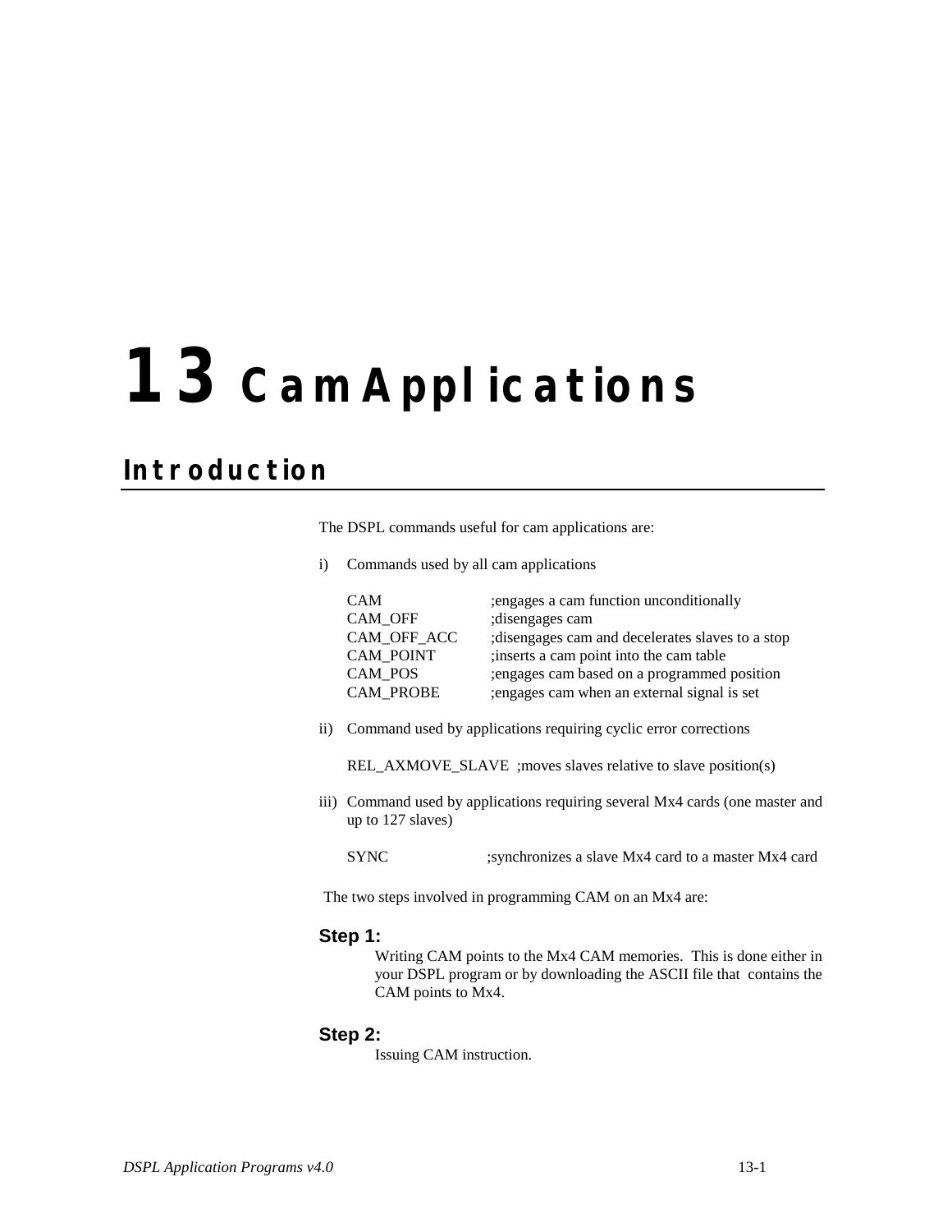# 13 Cam Applications

## Introduction

The DSPL commands useful for cam applications are:

i) Commands used by all cam applications

```
CAM              ;engages a cam function unconditionally
CAM_OFF          ;disengages cam
CAM_OFF_ACC      ;disengages cam and decelerates slaves to a stop
CAM_POINT        ;inserts a cam point into the cam table
CAM_POS          ;engages cam based on a programmed position
CAM_PROBE        ;engages cam when an external signal is set
```

ii) Command used by applications requiring cyclic error corrections

```
REL_AXMOVE_SLAVE  ;moves slaves relative to slave position(s)
```

iii) Command used by applications requiring several Mx4 cards (one master and up to 127 slaves)

```
SYNC             ;synchronizes a slave Mx4 card to a master Mx4 card
```

The two steps involved in programming CAM on an Mx4 are:

**Step 1:**

Writing CAM points to the Mx4 CAM memories. This is done either in your DSPL program or by downloading the ASCII file that contains the CAM points to Mx4.

**Step 2:**

Issuing CAM instruction.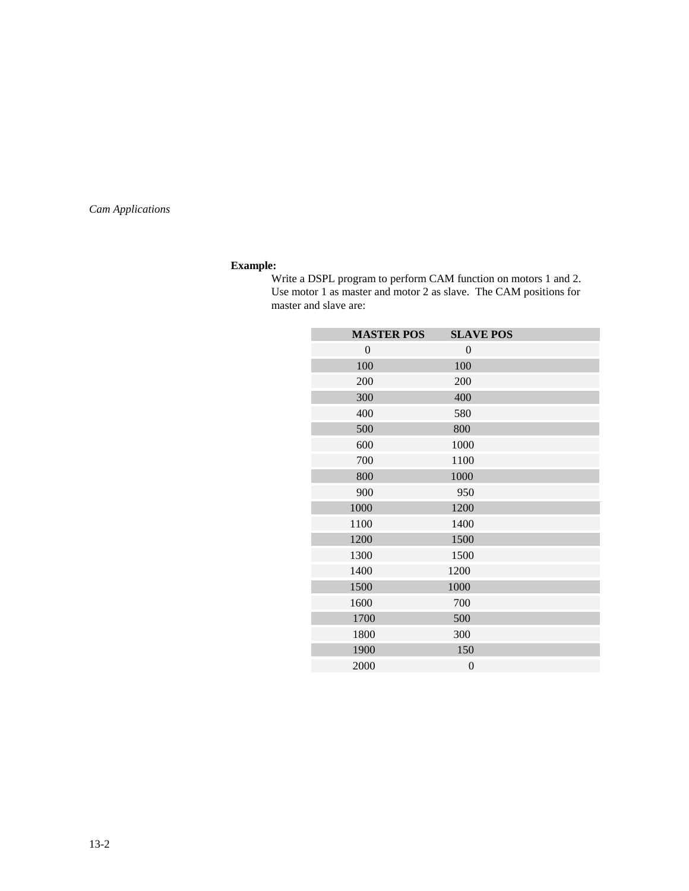**Example:**

Write a DSPL program to perform CAM function on motors 1 and 2. Use motor 1 as master and motor 2 as slave. The CAM positions for master and slave are:

| MASTER POS | SLAVE POS |
|---|---|
| 0 | 0 |
| 100 | 100 |
| 200 | 200 |
| 300 | 400 |
| 400 | 580 |
| 500 | 800 |
| 600 | 1000 |
| 700 | 1100 |
| 800 | 1000 |
| 900 | 950 |
| 1000 | 1200 |
| 1100 | 1400 |
| 1200 | 1500 |
| 1300 | 1500 |
| 1400 | 1200 |
| 1500 | 1000 |
| 1600 | 700 |
| 1700 | 500 |
| 1800 | 300 |
| 1900 | 150 |
| 2000 | 0 |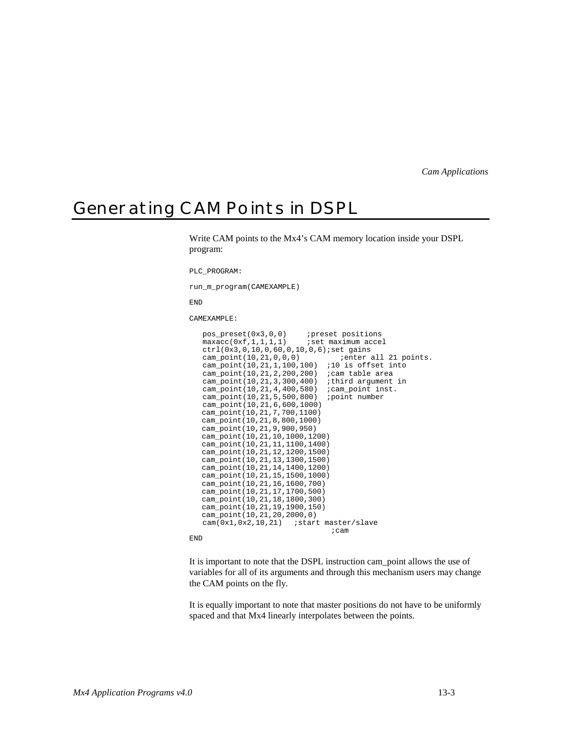## Generating CAM Points in DSPL

Write CAM points to the Mx4's CAM memory location inside your DSPL program:

```
PLC_PROGRAM:

run_m_program(CAMEXAMPLE)

END

CAMEXAMPLE:

   pos_preset(0x3,0,0)     ;preset positions
   maxacc(0xf,1,1,1,1)     ;set maximum accel
   ctrl(0x3,0,10,0,60,0,10,0,6);set gains
   cam_point(10,21,0,0,0)         ;enter all 21 points.
   cam_point(10,21,1,100,100)  ;10 is offset into
   cam_point(10,21,2,200,200)  ;cam table area
   cam_point(10,21,3,300,400)  ;third argument in
   cam_point(10,21,4,400,580)  ;cam_point inst.
   cam_point(10,21,5,500,800)  ;point number
   cam_point(10,21,6,600,1000)
   cam_point(10,21,7,700,1100)
   cam_point(10,21,8,800,1000)
   cam_point(10,21,9,900,950)
   cam_point(10,21,10,1000,1200)
   cam_point(10,21,11,1100,1400)
   cam_point(10,21,12,1200,1500)
   cam_point(10,21,13,1300,1500)
   cam_point(10,21,14,1400,1200)
   cam_point(10,21,15,1500,1000)
   cam_point(10,21,16,1600,700)
   cam_point(10,21,17,1700,500)
   cam_point(10,21,18,1800,300)
   cam_point(10,21,19,1900,150)
   cam_point(10,21,20,2000,0)
   cam(0x1,0x2,10,21)  ;start master/slave
                              ;cam
END
```

It is important to note that the DSPL instruction cam_point allows the use of variables for all of its arguments and through this mechanism users may change the CAM points on the fly.

It is equally important to note that master positions do not have to be uniformly spaced and that Mx4 linearly interpolates between the points.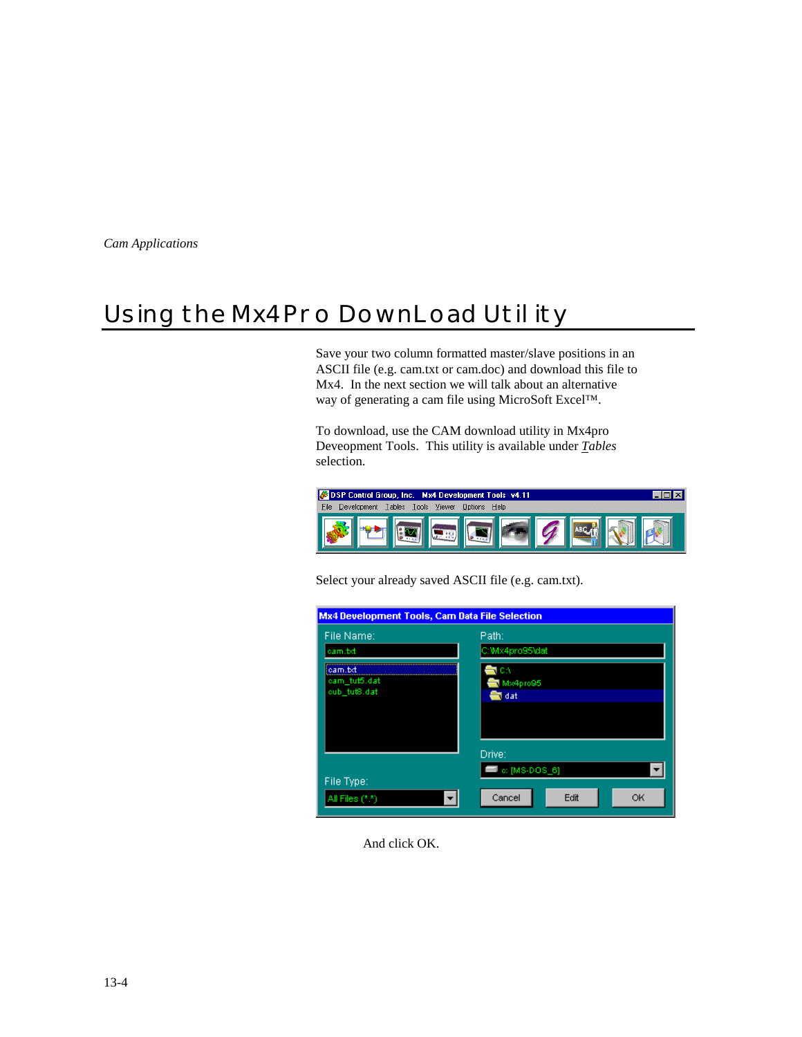## Using the Mx4Pro DownLoad Utility

Save your two column formatted master/slave positions in an ASCII file (e.g. cam.txt or cam.doc) and download this file to Mx4. In the next section we will talk about an alternative way of generating a cam file using MicroSoft Excel™.

To download, use the CAM download utility in Mx4pro Deveopment Tools. This utility is available under *Tables* selection.

Select your already saved ASCII file (e.g. cam.txt).

And click OK.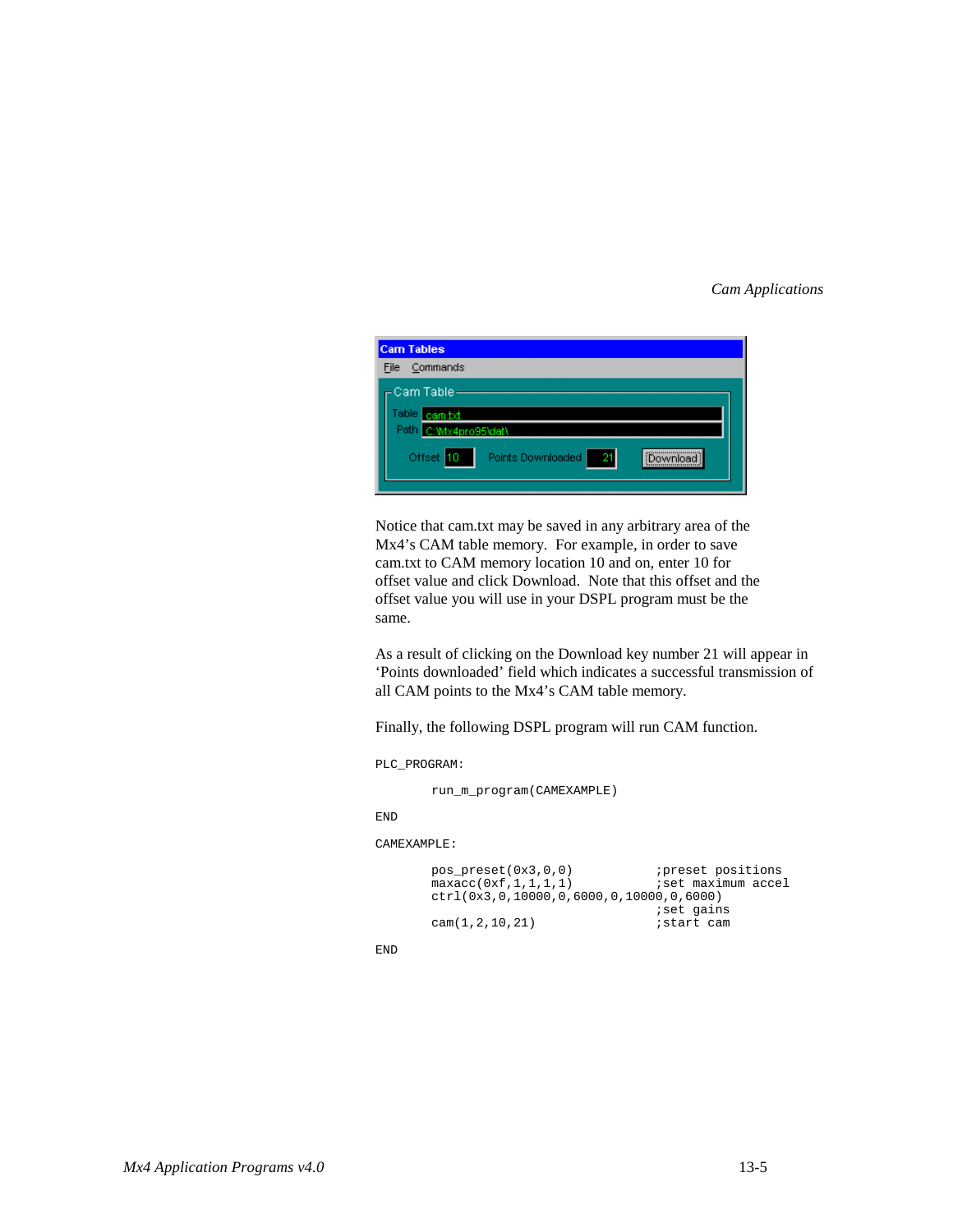Notice that cam.txt may be saved in any arbitrary area of the Mx4's CAM table memory. For example, in order to save cam.txt to CAM memory location 10 and on, enter 10 for offset value and click Download. Note that this offset and the offset value you will use in your DSPL program must be the same.

As a result of clicking on the Download key number 21 will appear in 'Points downloaded' field which indicates a successful transmission of all CAM points to the Mx4's CAM table memory.

Finally, the following DSPL program will run CAM function.

```
PLC_PROGRAM:

        run_m_program(CAMEXAMPLE)

END

CAMEXAMPLE:

        pos_preset(0x3,0,0)             ;preset positions
        maxacc(0xf,1,1,1,1)             ;set maximum accel
        ctrl(0x3,0,10000,0,6000,0,10000,0,6000)
                                        ;set gains
        cam(1,2,10,21)                  ;start cam

END
```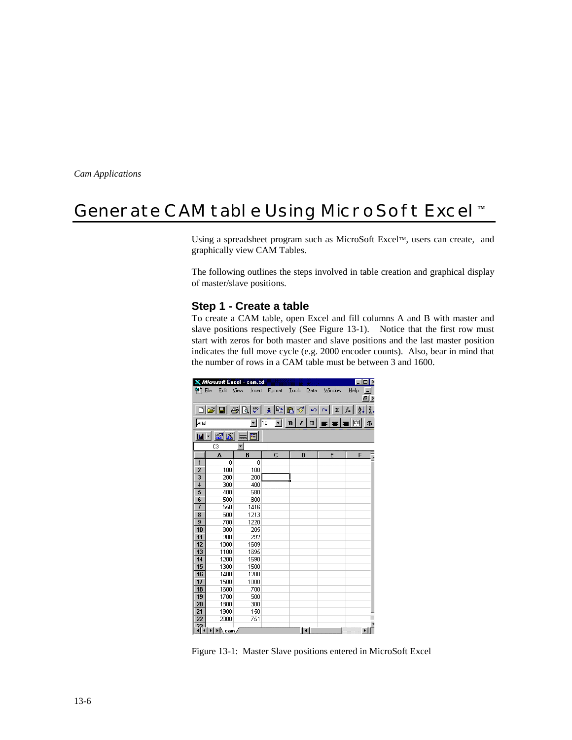# Generate CAM table Using MicroSoft Excel ™

Using a spreadsheet program such as MicroSoft Excel™, users can create, and graphically view CAM Tables.

The following outlines the steps involved in table creation and graphical display of master/slave positions.

### Step 1 - Create a table

To create a CAM table, open Excel and fill columns A and B with master and slave positions respectively (See Figure 13-1). Notice that the first row must start with zeros for both master and slave positions and the last master position indicates the full move cycle (e.g. 2000 encoder counts). Also, bear in mind that the number of rows in a CAM table must be between 3 and 1600.

| | A | B |
|---|---|---|
| 1 | 0 | 0 |
| 2 | 100 | 100 |
| 3 | 200 | 200 |
| 4 | 300 | 400 |
| 5 | 400 | 580 |
| 6 | 500 | 800 |
| 7 | 550 | 1416 |
| 8 | 600 | 1213 |
| 9 | 700 | 1220 |
| 10 | 800 | 205 |
| 11 | 900 | 292 |
| 12 | 1000 | 1509 |
| 13 | 1100 | 1595 |
| 14 | 1200 | 1590 |
| 15 | 1300 | 1500 |
| 16 | 1400 | 1200 |
| 17 | 1500 | 1000 |
| 18 | 1600 | 700 |
| 19 | 1700 | 500 |
| 20 | 1800 | 300 |
| 21 | 1900 | 150 |
| 22 | 2000 | 751 |

Figure 13-1: Master Slave positions entered in MicroSoft Excel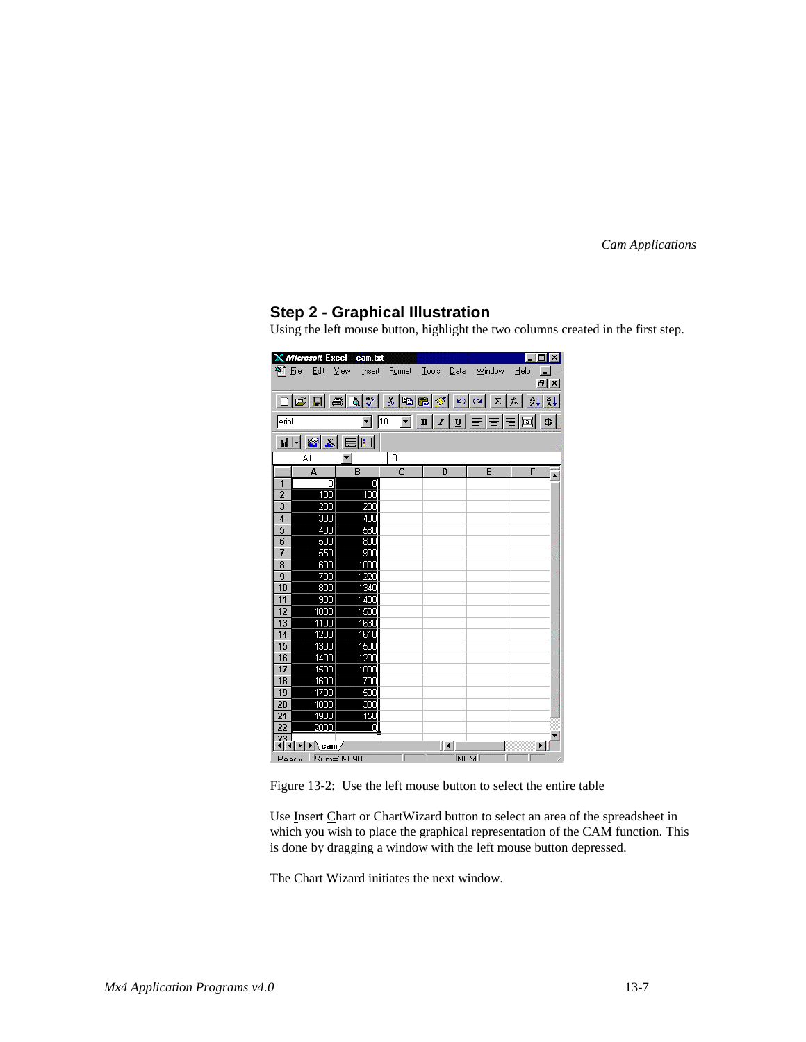## Step 2 - Graphical Illustration

Using the left mouse button, highlight the two columns created in the first step.

Figure 13-2: Use the left mouse button to select the entire table

Use Insert Chart or ChartWizard button to select an area of the spreadsheet in which you wish to place the graphical representation of the CAM function. This is done by dragging a window with the left mouse button depressed.

The Chart Wizard initiates the next window.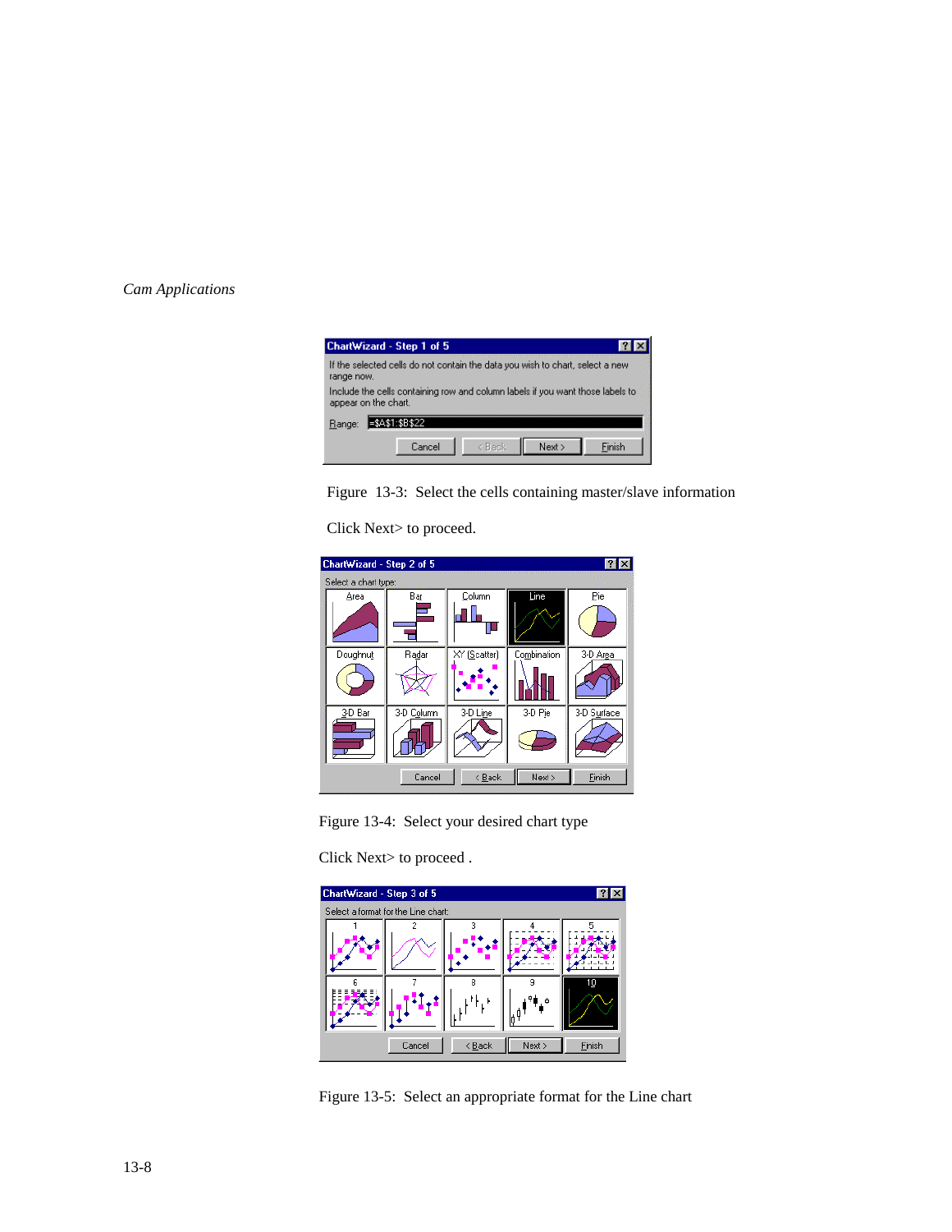Figure 13-3: Select the cells containing master/slave information

Click Next> to proceed.

Figure 13-4: Select your desired chart type

Click Next> to proceed .

Figure 13-5: Select an appropriate format for the Line chart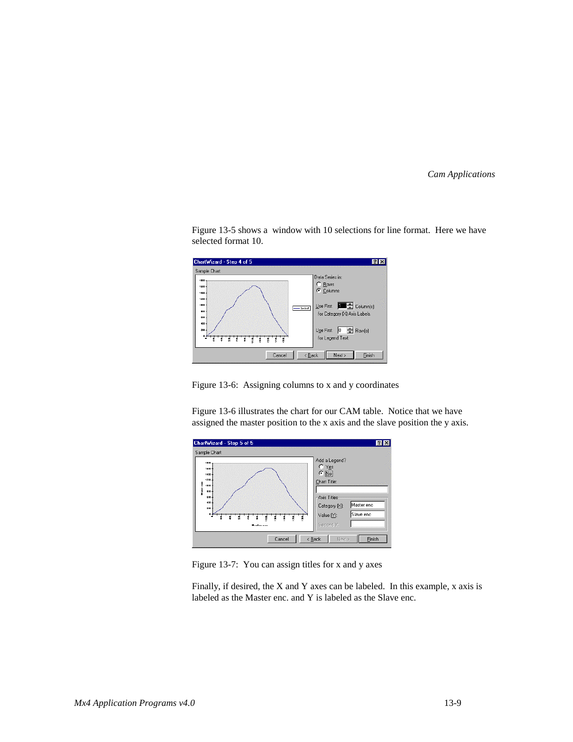Figure 13-5 shows a window with 10 selections for line format. Here we have selected format 10.

Figure 13-6: Assigning columns to x and y coordinates

Figure 13-6 illustrates the chart for our CAM table. Notice that we have assigned the master position to the x axis and the slave position the y axis.

Figure 13-7: You can assign titles for x and y axes

Finally, if desired, the X and Y axes can be labeled. In this example, x axis is labeled as the Master enc. and Y is labeled as the Slave enc.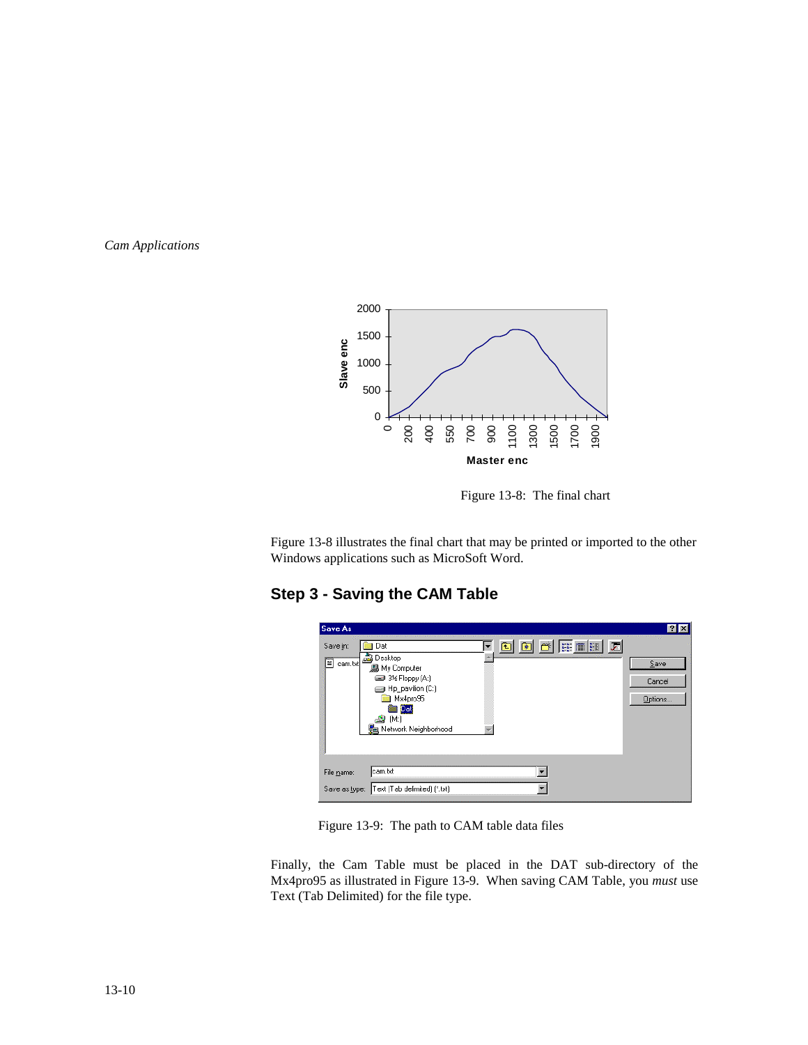2000
1500
1000
500
0

Slave enc

0
200
400
550
700
900
1100
1300
1500
1700
1900

Master enc

Figure 13-8: The final chart

Figure 13-8 illustrates the final chart that may be printed or imported to the other Windows applications such as MicroSoft Word.

## Step 3 - Saving the CAM Table

Save As

Save in: Dat

cam.txt

Desktop
My Computer
3½ Floppy (A:)
Hp_pavilion (C:)
Mx4pro95
Dat
(M:)
Network Neighborhood

Save
Cancel
Options...

File name: cam.txt
Save as type: Text (Tab delimited) (*.txt)

Figure 13-9: The path to CAM table data files

Finally, the Cam Table must be placed in the DAT sub-directory of the Mx4pro95 as illustrated in Figure 13-9. When saving CAM Table, you *must* use Text (Tab Delimited) for the file type.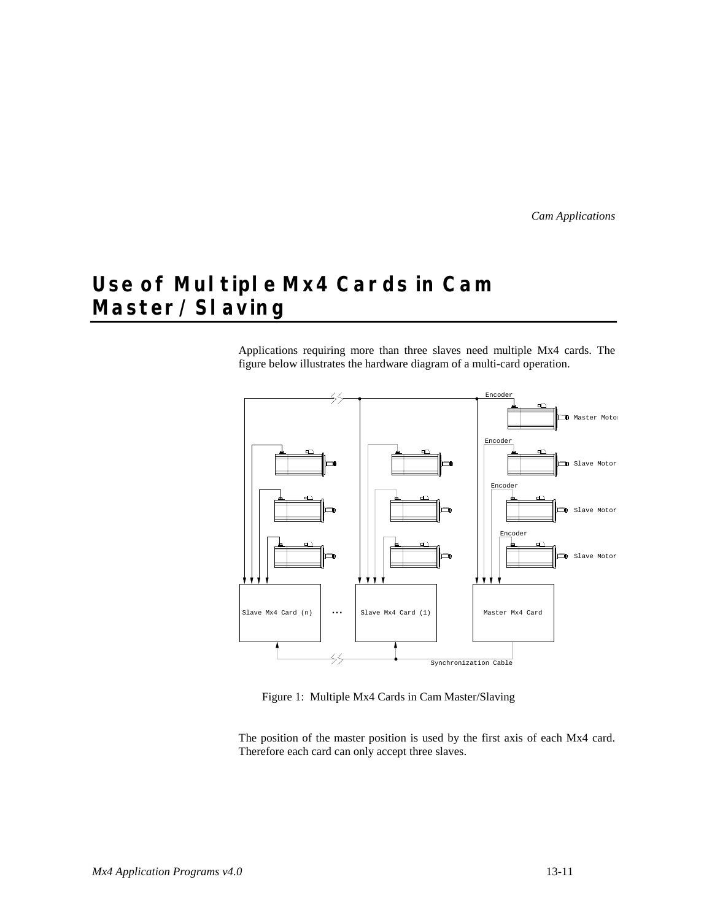## Use of Multiple Mx4 Cards in Cam Master/Slaving

Applications requiring more than three slaves need multiple Mx4 cards. The figure below illustrates the hardware diagram of a multi-card operation.

Encoder
Master Motor
Encoder
Slave Motor
Encoder
Slave Motor
Encoder
Slave Motor
Slave Mx4 Card (n)
...
Slave Mx4 Card (1)
Master Mx4 Card
Synchronization Cable

Figure 1: Multiple Mx4 Cards in Cam Master/Slaving

The position of the master position is used by the first axis of each Mx4 card. Therefore each card can only accept three slaves.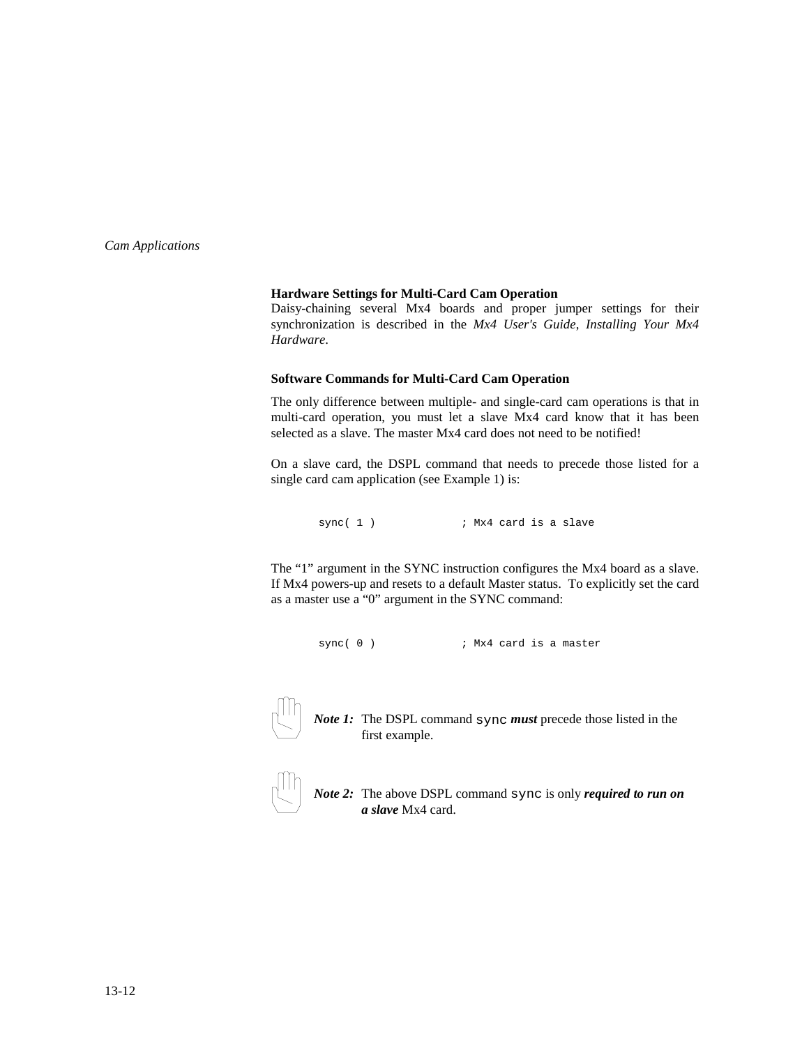### Hardware Settings for Multi-Card Cam Operation

Daisy-chaining several Mx4 boards and proper jumper settings for their synchronization is described in the *Mx4 User's Guide*, *Installing Your Mx4 Hardware*.

### Software Commands for Multi-Card Cam Operation

The only difference between multiple- and single-card cam operations is that in multi-card operation, you must let a slave Mx4 card know that it has been selected as a slave. The master Mx4 card does not need to be notified!

On a slave card, the DSPL command that needs to precede those listed for a single card cam application (see Example 1) is:

```
sync( 1 )             ; Mx4 card is a slave
```

The “1” argument in the SYNC instruction configures the Mx4 board as a slave. If Mx4 powers-up and resets to a default Master status. To explicitly set the card as a master use a “0” argument in the SYNC command:

```
sync( 0 )             ; Mx4 card is a master
```

***Note 1:*** The DSPL command `sync` ***must*** precede those listed in the first example.

***Note 2:*** The above DSPL command `sync` is only ***required to run on a slave*** Mx4 card.